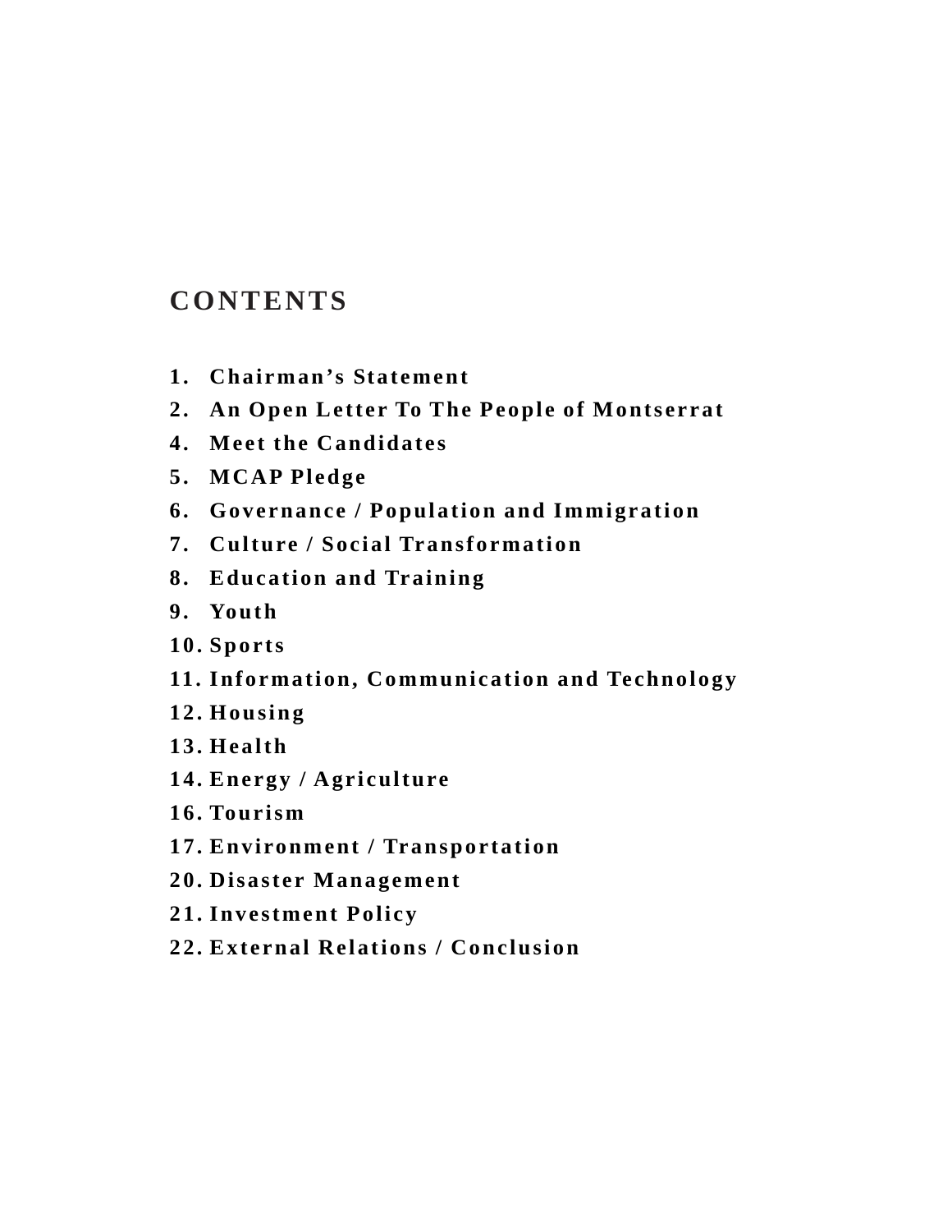# CONTENTS

1. Chairman's Statement
2. An Open Letter To The People of Montserrat
4. Meet the Candidates
5. MCAP Pledge
6. Governance / Population and Immigration
7. Culture / Social Transformation
8. Education and Training
9. Youth
10. Sports
11. Information, Communication and Technology
12. Housing
13. Health
14. Energy / Agriculture
16. Tourism
17. Environment / Transportation
20. Disaster Management
21. Investment Policy
22. External Relations / Conclusion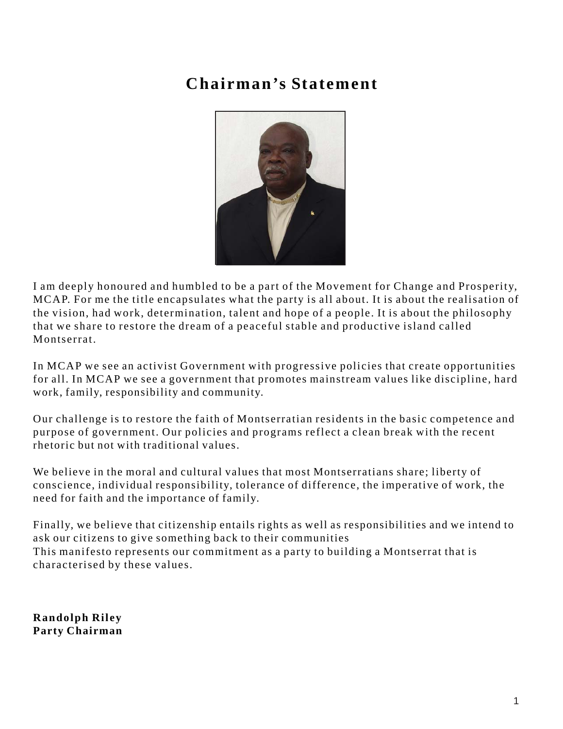# Chairman's Statement

I am deeply honoured and humbled to be a part of the Movement for Change and Prosperity, MCAP. For me the title encapsulates what the party is all about. It is about the realisation of the vision, had work, determination, talent and hope of a people. It is about the philosophy that we share to restore the dream of a peaceful stable and productive island called Montserrat.

In MCAP we see an activist Government with progressive policies that create opportunities for all. In MCAP we see a government that promotes mainstream values like discipline, hard work, family, responsibility and community.

Our challenge is to restore the faith of Montserratian residents in the basic competence and purpose of government. Our policies and programs reflect a clean break with the recent rhetoric but not with traditional values.

We believe in the moral and cultural values that most Montserratians share; liberty of conscience, individual responsibility, tolerance of difference, the imperative of work, the need for faith and the importance of family.

Finally, we believe that citizenship entails rights as well as responsibilities and we intend to ask our citizens to give something back to their communities
This manifesto represents our commitment as a party to building a Montserrat that is characterised by these values.

**Randolph Riley**
**Party Chairman**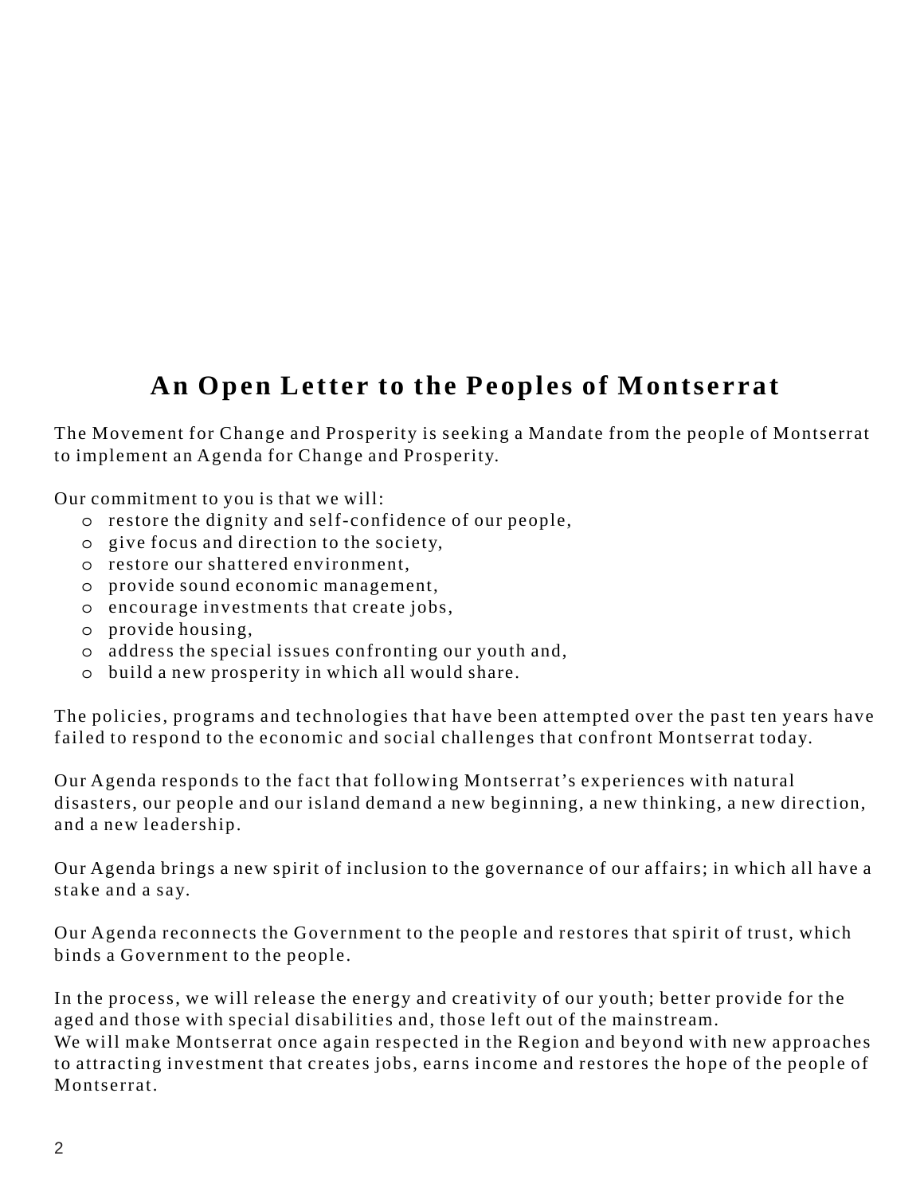# An Open Letter to the Peoples of Montserrat

The Movement for Change and Prosperity is seeking a Mandate from the people of Montserrat to implement an Agenda for Change and Prosperity.

Our commitment to you is that we will:

- restore the dignity and self-confidence of our people,
- give focus and direction to the society,
- restore our shattered environment,
- provide sound economic management,
- encourage investments that create jobs,
- provide housing,
- address the special issues confronting our youth and,
- build a new prosperity in which all would share.

The policies, programs and technologies that have been attempted over the past ten years have failed to respond to the economic and social challenges that confront Montserrat today.

Our Agenda responds to the fact that following Montserrat's experiences with natural disasters, our people and our island demand a new beginning, a new thinking, a new direction, and a new leadership.

Our Agenda brings a new spirit of inclusion to the governance of our affairs; in which all have a stake and a say.

Our Agenda reconnects the Government to the people and restores that spirit of trust, which binds a Government to the people.

In the process, we will release the energy and creativity of our youth; better provide for the aged and those with special disabilities and, those left out of the mainstream.
We will make Montserrat once again respected in the Region and beyond with new approaches to attracting investment that creates jobs, earns income and restores the hope of the people of Montserrat.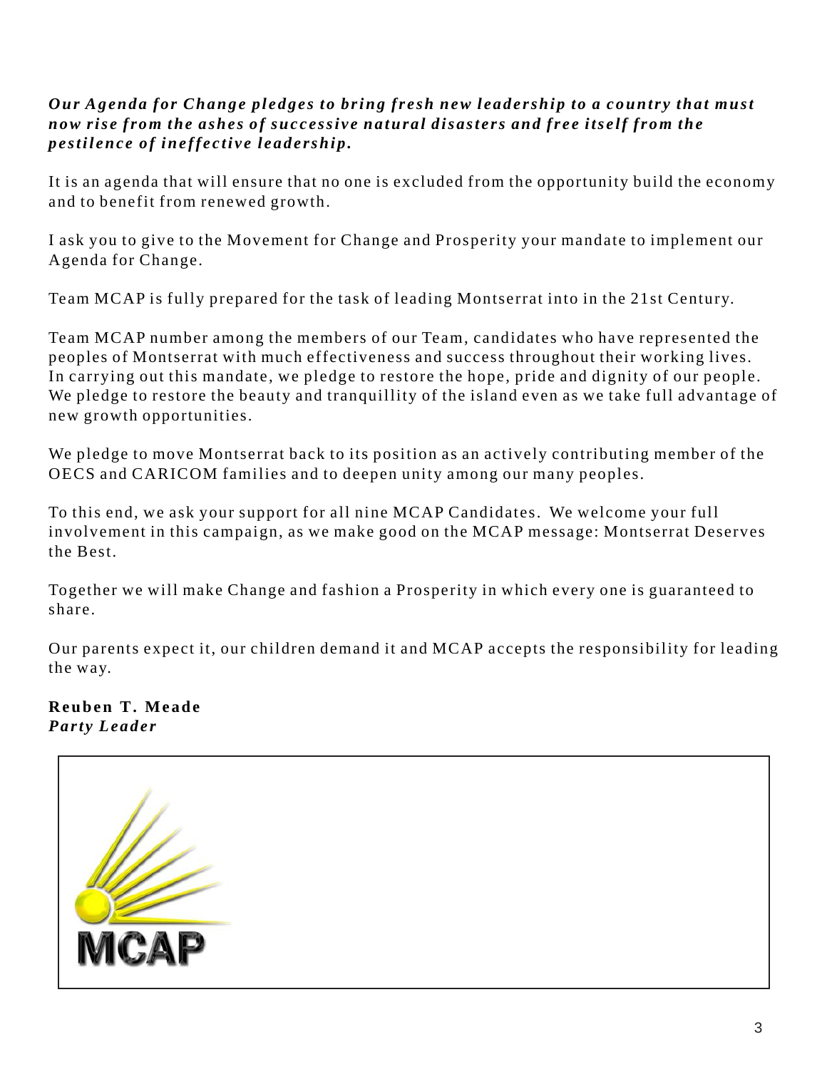***Our Agenda for Change pledges to bring fresh new leadership to a country that must now rise from the ashes of successive natural disasters and free itself from the pestilence of ineffective leadership.***

It is an agenda that will ensure that no one is excluded from the opportunity build the economy and to benefit from renewed growth.

I ask you to give to the Movement for Change and Prosperity your mandate to implement our Agenda for Change.

Team MCAP is fully prepared for the task of leading Montserrat into in the 21st Century.

Team MCAP number among the members of our Team, candidates who have represented the peoples of Montserrat with much effectiveness and success throughout their working lives.
In carrying out this mandate, we pledge to restore the hope, pride and dignity of our people. We pledge to restore the beauty and tranquillity of the island even as we take full advantage of new growth opportunities.

We pledge to move Montserrat back to its position as an actively contributing member of the OECS and CARICOM families and to deepen unity among our many peoples.

To this end, we ask your support for all nine MCAP Candidates. We welcome your full involvement in this campaign, as we make good on the MCAP message: Montserrat Deserves the Best.

Together we will make Change and fashion a Prosperity in which every one is guaranteed to share.

Our parents expect it, our children demand it and MCAP accepts the responsibility for leading the way.

**Reuben T. Meade**
***Party Leader***

MCAP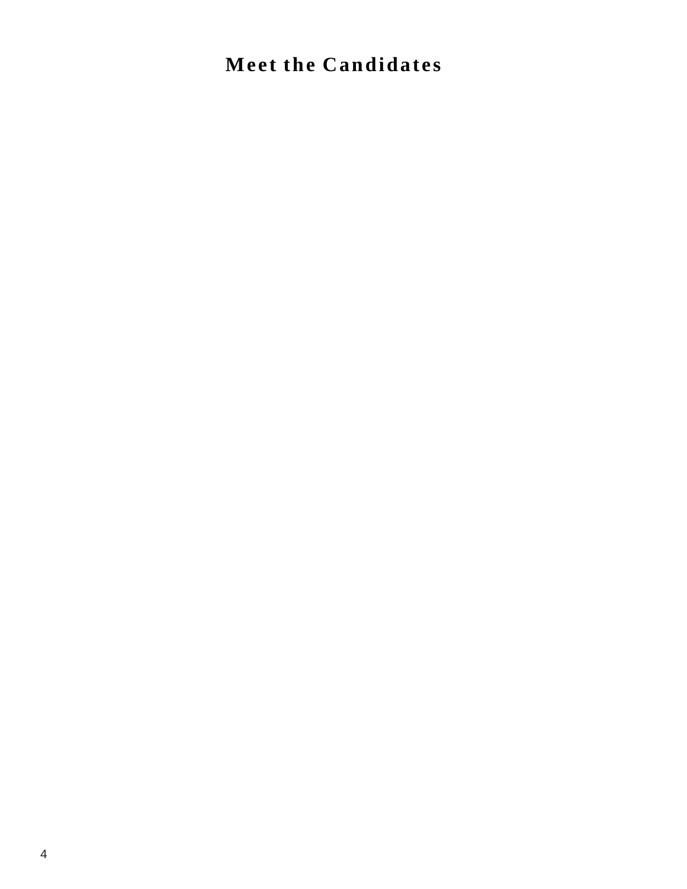# Meet the Candidates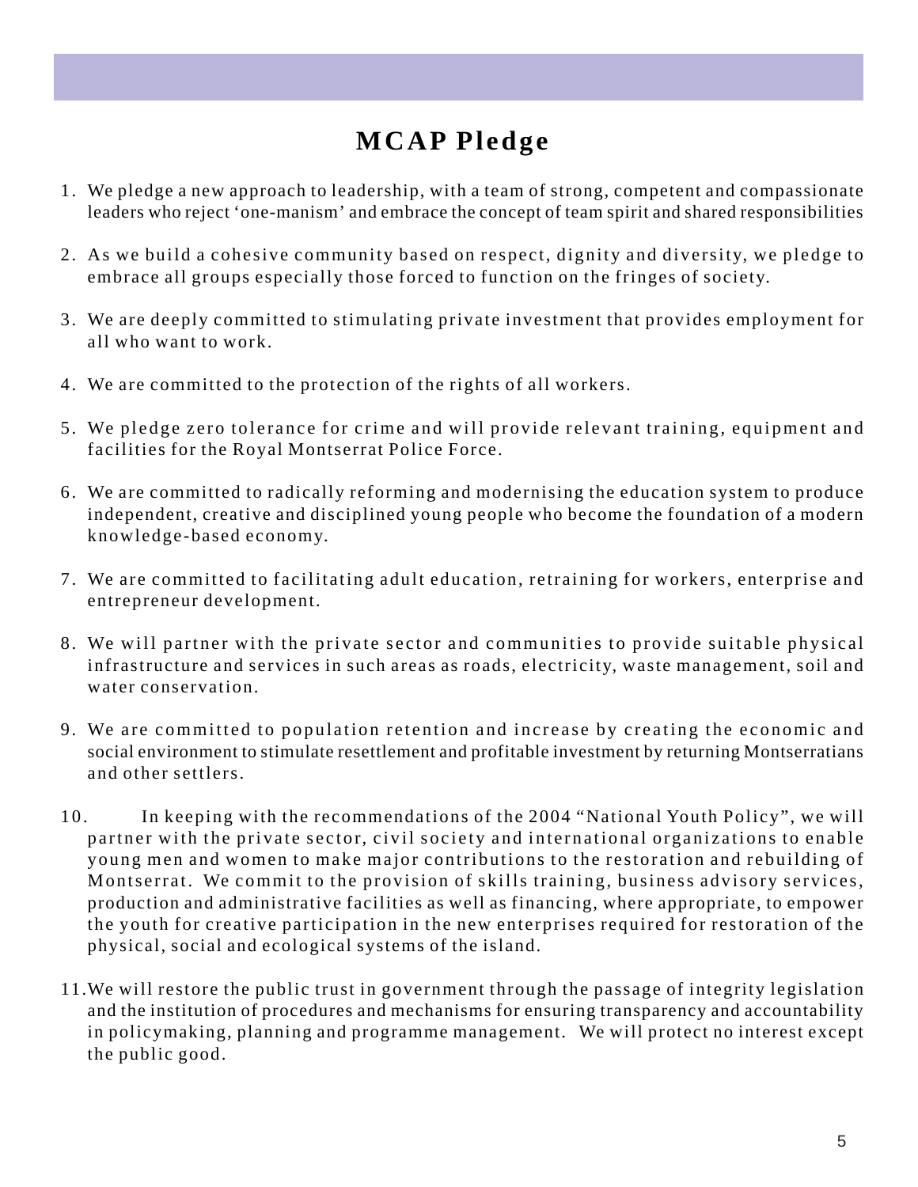# MCAP Pledge

1. We pledge a new approach to leadership, with a team of strong, competent and compassionate leaders who reject 'one-manism' and embrace the concept of team spirit and shared responsibilities

2. As we build a cohesive community based on respect, dignity and diversity, we pledge to embrace all groups especially those forced to function on the fringes of society.

3. We are deeply committed to stimulating private investment that provides employment for all who want to work.

4. We are committed to the protection of the rights of all workers.

5. We pledge zero tolerance for crime and will provide relevant training, equipment and facilities for the Royal Montserrat Police Force.

6. We are committed to radically reforming and modernising the education system to produce independent, creative and disciplined young people who become the foundation of a modern knowledge-based economy.

7. We are committed to facilitating adult education, retraining for workers, enterprise and entrepreneur development.

8. We will partner with the private sector and communities to provide suitable physical infrastructure and services in such areas as roads, electricity, waste management, soil and water conservation.

9. We are committed to population retention and increase by creating the economic and social environment to stimulate resettlement and profitable investment by returning Montserratians and other settlers.

10. In keeping with the recommendations of the 2004 "National Youth Policy", we will partner with the private sector, civil society and international organizations to enable young men and women to make major contributions to the restoration and rebuilding of Montserrat. We commit to the provision of skills training, business advisory services, production and administrative facilities as well as financing, where appropriate, to empower the youth for creative participation in the new enterprises required for restoration of the physical, social and ecological systems of the island.

11. We will restore the public trust in government through the passage of integrity legislation and the institution of procedures and mechanisms for ensuring transparency and accountability in policymaking, planning and programme management. We will protect no interest except the public good.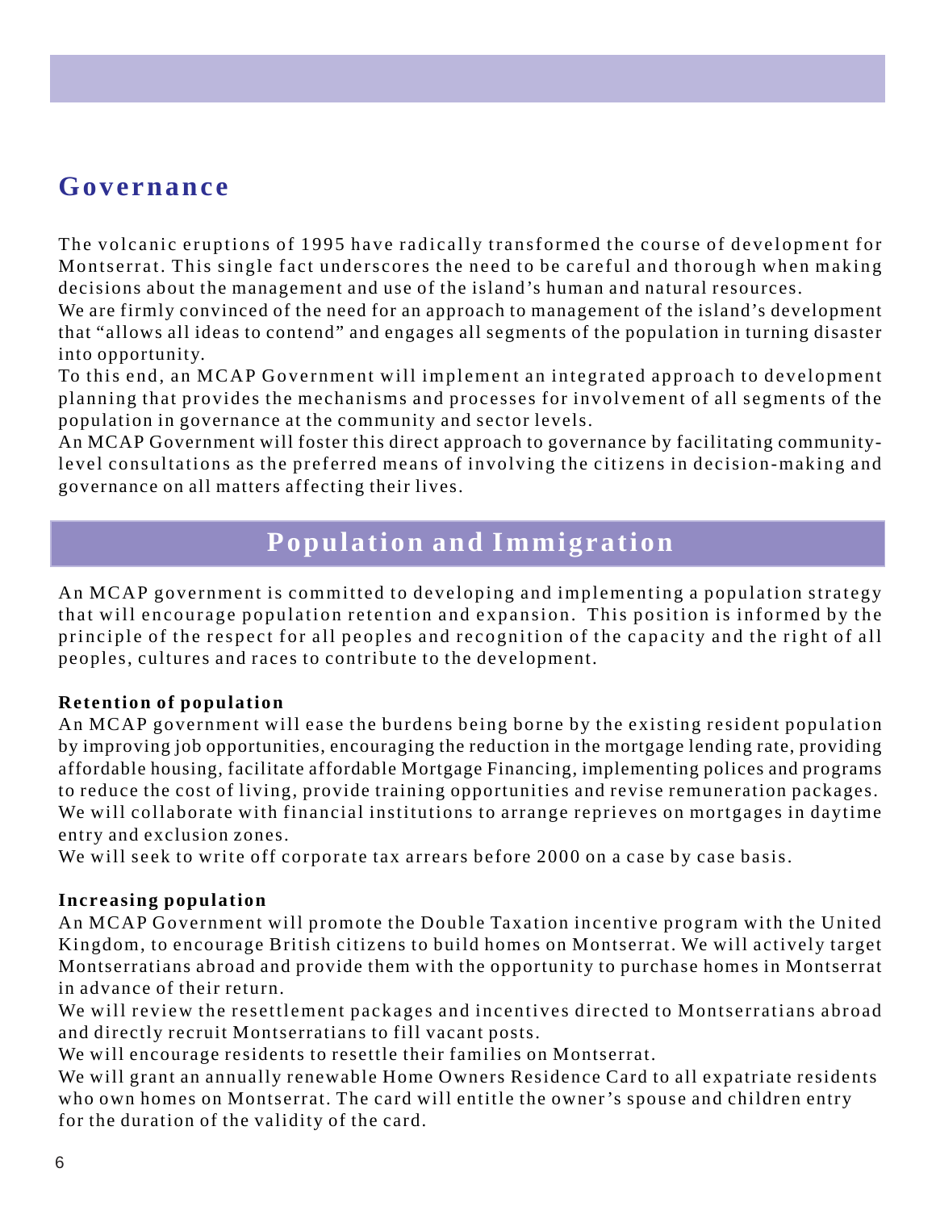## Governance

The volcanic eruptions of 1995 have radically transformed the course of development for Montserrat. This single fact underscores the need to be careful and thorough when making decisions about the management and use of the island's human and natural resources.

We are firmly convinced of the need for an approach to management of the island's development that "allows all ideas to contend" and engages all segments of the population in turning disaster into opportunity.

To this end, an MCAP Government will implement an integrated approach to development planning that provides the mechanisms and processes for involvement of all segments of the population in governance at the community and sector levels.

An MCAP Government will foster this direct approach to governance by facilitating community-level consultations as the preferred means of involving the citizens in decision-making and governance on all matters affecting their lives.

## Population and Immigration

An MCAP government is committed to developing and implementing a population strategy that will encourage population retention and expansion. This position is informed by the principle of the respect for all peoples and recognition of the capacity and the right of all peoples, cultures and races to contribute to the development.

**Retention of population**

An MCAP government will ease the burdens being borne by the existing resident population by improving job opportunities, encouraging the reduction in the mortgage lending rate, providing affordable housing, facilitate affordable Mortgage Financing, implementing polices and programs to reduce the cost of living, provide training opportunities and revise remuneration packages.

We will collaborate with financial institutions to arrange reprieves on mortgages in daytime entry and exclusion zones.

We will seek to write off corporate tax arrears before 2000 on a case by case basis.

**Increasing population**

An MCAP Government will promote the Double Taxation incentive program with the United Kingdom, to encourage British citizens to build homes on Montserrat. We will actively target Montserratians abroad and provide them with the opportunity to purchase homes in Montserrat in advance of their return.

We will review the resettlement packages and incentives directed to Montserratians abroad and directly recruit Montserratians to fill vacant posts.

We will encourage residents to resettle their families on Montserrat.

We will grant an annually renewable Home Owners Residence Card to all expatriate residents who own homes on Montserrat. The card will entitle the owner's spouse and children entry for the duration of the validity of the card.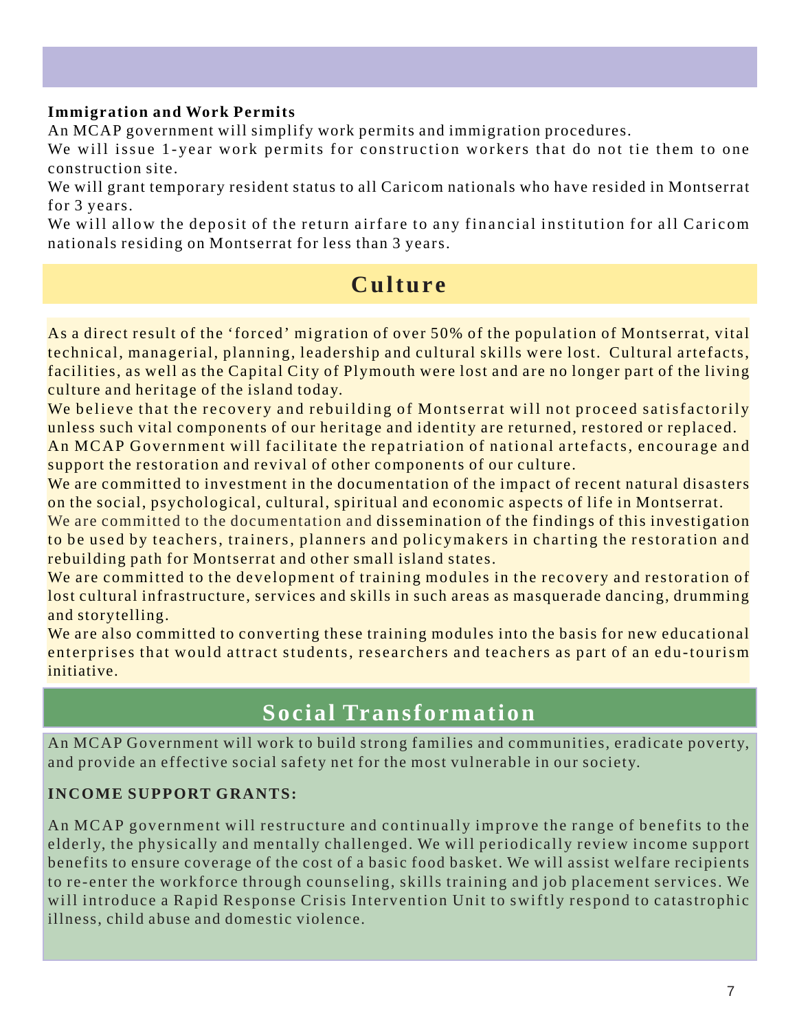**Immigration and Work Permits**

An MCAP government will simplify work permits and immigration procedures.

We will issue 1-year work permits for construction workers that do not tie them to one construction site.

We will grant temporary resident status to all Caricom nationals who have resided in Montserrat for 3 years.

We will allow the deposit of the return airfare to any financial institution for all Caricom nationals residing on Montserrat for less than 3 years.

## Culture

As a direct result of the 'forced' migration of over 50% of the population of Montserrat, vital technical, managerial, planning, leadership and cultural skills were lost. Cultural artefacts, facilities, as well as the Capital City of Plymouth were lost and are no longer part of the living culture and heritage of the island today.

We believe that the recovery and rebuilding of Montserrat will not proceed satisfactorily unless such vital components of our heritage and identity are returned, restored or replaced.

An MCAP Government will facilitate the repatriation of national artefacts, encourage and support the restoration and revival of other components of our culture.

We are committed to investment in the documentation of the impact of recent natural disasters on the social, psychological, cultural, spiritual and economic aspects of life in Montserrat.

We are committed to the documentation and dissemination of the findings of this investigation to be used by teachers, trainers, planners and policymakers in charting the restoration and rebuilding path for Montserrat and other small island states.

We are committed to the development of training modules in the recovery and restoration of lost cultural infrastructure, services and skills in such areas as masquerade dancing, drumming and storytelling.

We are also committed to converting these training modules into the basis for new educational enterprises that would attract students, researchers and teachers as part of an edu-tourism initiative.

## Social Transformation

An MCAP Government will work to build strong families and communities, eradicate poverty, and provide an effective social safety net for the most vulnerable in our society.

**INCOME SUPPORT GRANTS:**

An MCAP government will restructure and continually improve the range of benefits to the elderly, the physically and mentally challenged. We will periodically review income support benefits to ensure coverage of the cost of a basic food basket. We will assist welfare recipients to re-enter the workforce through counseling, skills training and job placement services. We will introduce a Rapid Response Crisis Intervention Unit to swiftly respond to catastrophic illness, child abuse and domestic violence.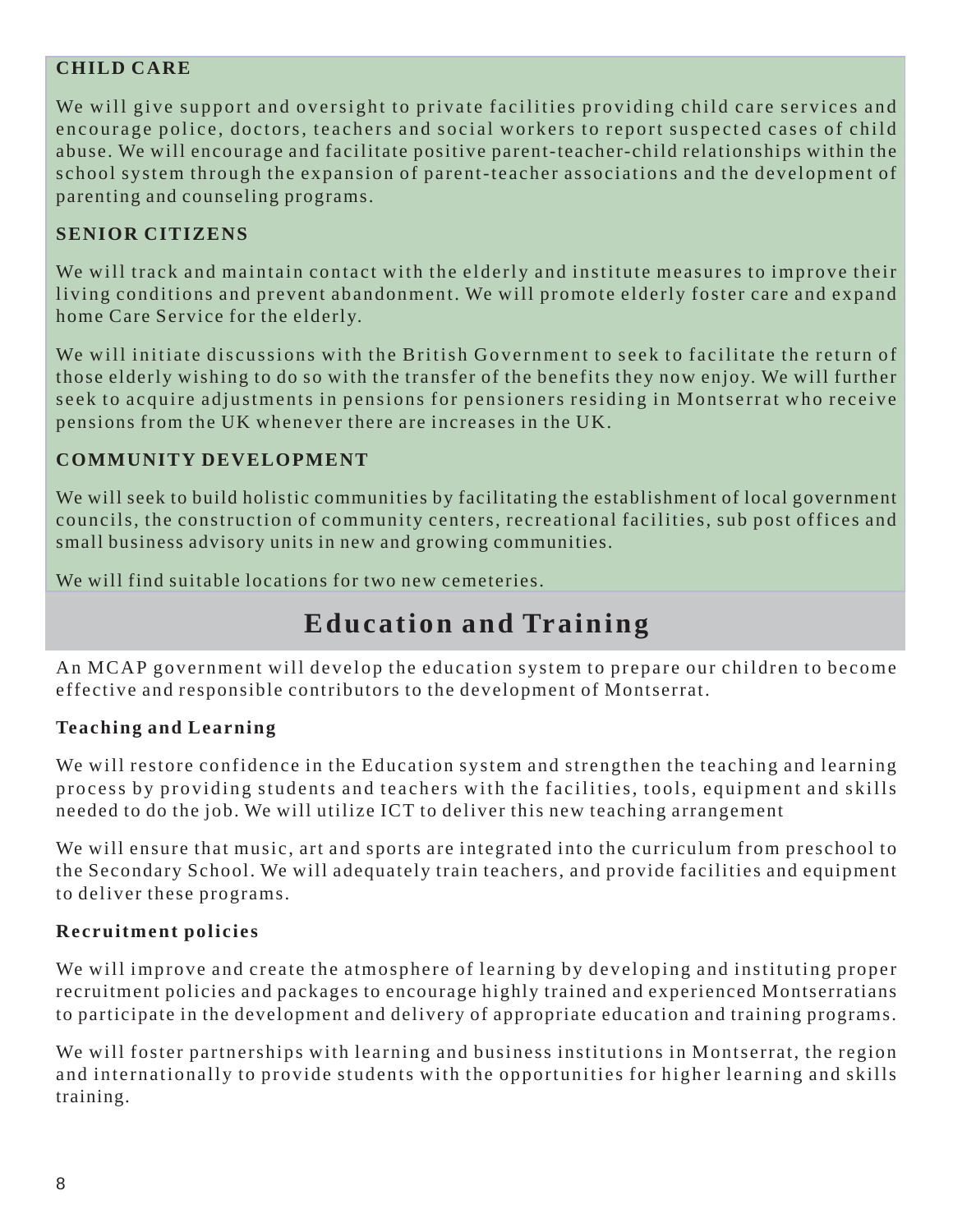### CHILD CARE

We will give support and oversight to private facilities providing child care services and encourage police, doctors, teachers and social workers to report suspected cases of child abuse. We will encourage and facilitate positive parent-teacher-child relationships within the school system through the expansion of parent-teacher associations and the development of parenting and counseling programs.

### SENIOR CITIZENS

We will track and maintain contact with the elderly and institute measures to improve their living conditions and prevent abandonment. We will promote elderly foster care and expand home Care Service for the elderly.

We will initiate discussions with the British Government to seek to facilitate the return of those elderly wishing to do so with the transfer of the benefits they now enjoy. We will further seek to acquire adjustments in pensions for pensioners residing in Montserrat who receive pensions from the UK whenever there are increases in the UK.

### COMMUNITY DEVELOPMENT

We will seek to build holistic communities by facilitating the establishment of local government councils, the construction of community centers, recreational facilities, sub post offices and small business advisory units in new and growing communities.

We will find suitable locations for two new cemeteries.

## Education and Training

An MCAP government will develop the education system to prepare our children to become effective and responsible contributors to the development of Montserrat.

### Teaching and Learning

We will restore confidence in the Education system and strengthen the teaching and learning process by providing students and teachers with the facilities, tools, equipment and skills needed to do the job. We will utilize ICT to deliver this new teaching arrangement

We will ensure that music, art and sports are integrated into the curriculum from preschool to the Secondary School. We will adequately train teachers, and provide facilities and equipment to deliver these programs.

### Recruitment policies

We will improve and create the atmosphere of learning by developing and instituting proper recruitment policies and packages to encourage highly trained and experienced Montserratians to participate in the development and delivery of appropriate education and training programs.

We will foster partnerships with learning and business institutions in Montserrat, the region and internationally to provide students with the opportunities for higher learning and skills training.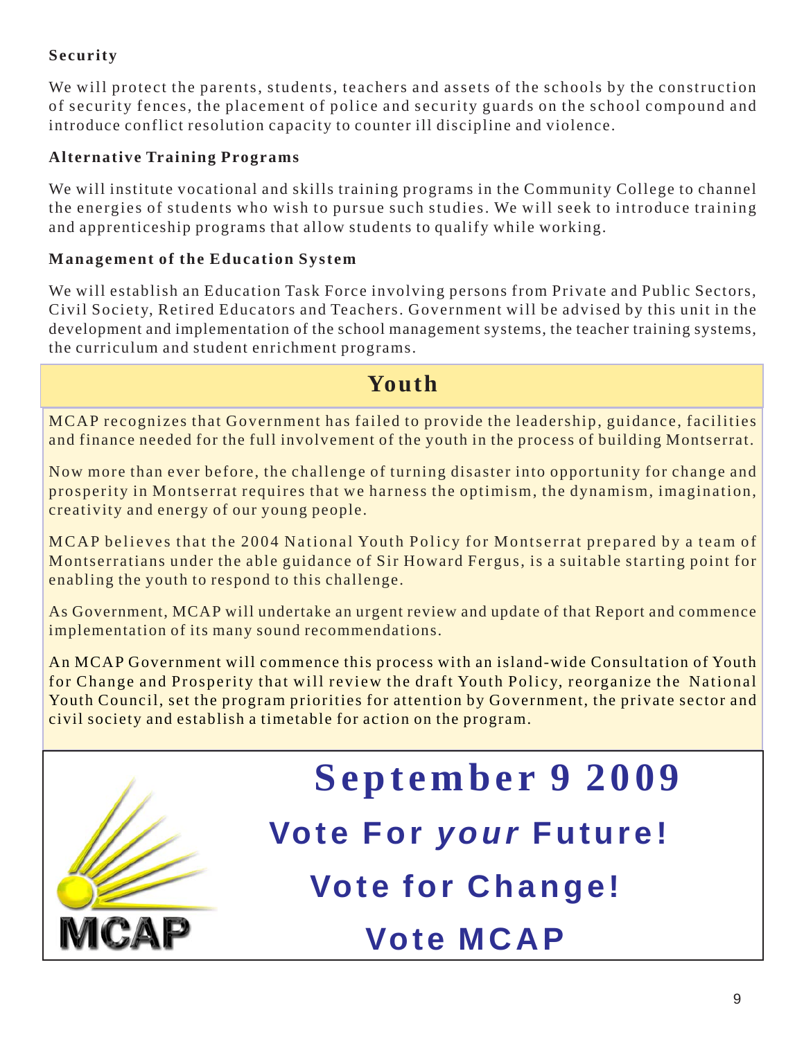**Security**

We will protect the parents, students, teachers and assets of the schools by the construction of security fences, the placement of police and security guards on the school compound and introduce conflict resolution capacity to counter ill discipline and violence.

**Alternative Training Programs**

We will institute vocational and skills training programs in the Community College to channel the energies of students who wish to pursue such studies. We will seek to introduce training and apprenticeship programs that allow students to qualify while working.

**Management of the Education System**

We will establish an Education Task Force involving persons from Private and Public Sectors, Civil Society, Retired Educators and Teachers. Government will be advised by this unit in the development and implementation of the school management systems, the teacher training systems, the curriculum and student enrichment programs.

## Youth

MCAP recognizes that Government has failed to provide the leadership, guidance, facilities and finance needed for the full involvement of the youth in the process of building Montserrat.

Now more than ever before, the challenge of turning disaster into opportunity for change and prosperity in Montserrat requires that we harness the optimism, the dynamism, imagination, creativity and energy of our young people.

MCAP believes that the 2004 National Youth Policy for Montserrat prepared by a team of Montserratians under the able guidance of Sir Howard Fergus, is a suitable starting point for enabling the youth to respond to this challenge.

As Government, MCAP will undertake an urgent review and update of that Report and commence implementation of its many sound recommendations.

An MCAP Government will commence this process with an island-wide Consultation of Youth for Change and Prosperity that will review the draft Youth Policy, reorganize the National Youth Council, set the program priorities for attention by Government, the private sector and civil society and establish a timetable for action on the program.

MCAP

**September 9 2009**

**Vote For *your* Future!**

**Vote for Change!**

**Vote MCAP**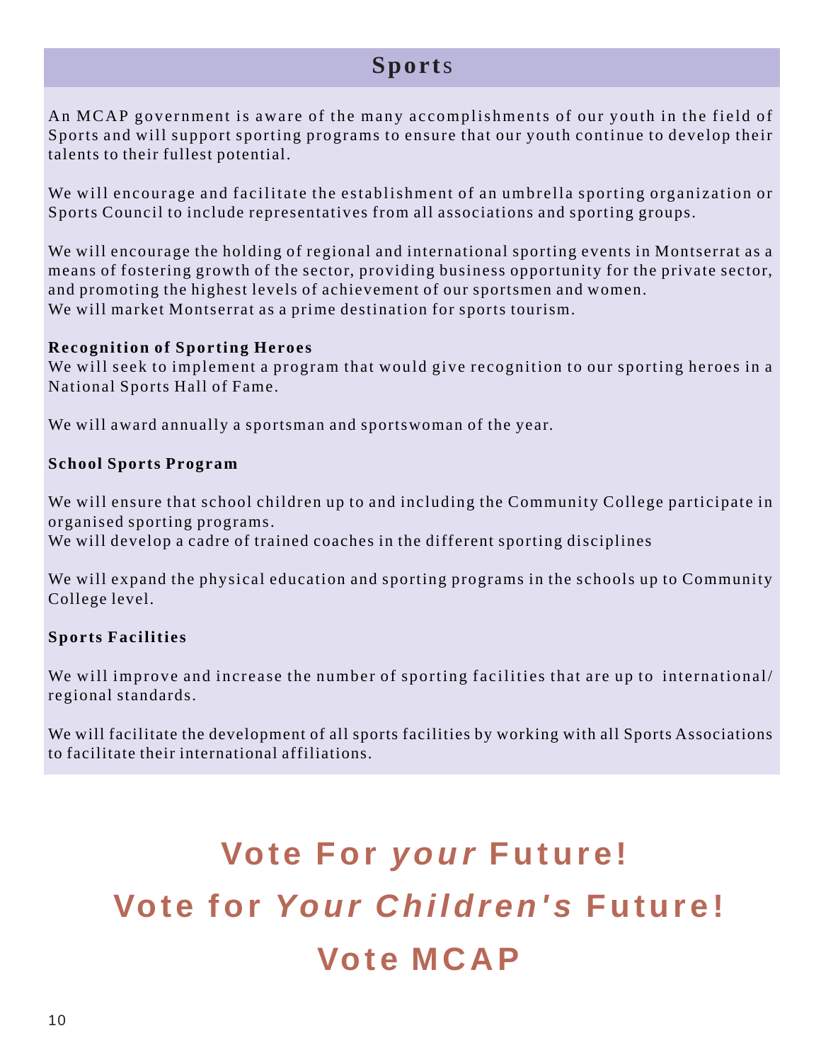## Sports

An MCAP government is aware of the many accomplishments of our youth in the field of Sports and will support sporting programs to ensure that our youth continue to develop their talents to their fullest potential.

We will encourage and facilitate the establishment of an umbrella sporting organization or Sports Council to include representatives from all associations and sporting groups.

We will encourage the holding of regional and international sporting events in Montserrat as a means of fostering growth of the sector, providing business opportunity for the private sector, and promoting the highest levels of achievement of our sportsmen and women.
We will market Montserrat as a prime destination for sports tourism.

**Recognition of Sporting Heroes**
We will seek to implement a program that would give recognition to our sporting heroes in a National Sports Hall of Fame.

We will award annually a sportsman and sportswoman of the year.

**School Sports Program**

We will ensure that school children up to and including the Community College participate in organised sporting programs.
We will develop a cadre of trained coaches in the different sporting disciplines

We will expand the physical education and sporting programs in the schools up to Community College level.

**Sports Facilities**

We will improve and increase the number of sporting facilities that are up to international/ regional standards.

We will facilitate the development of all sports facilities by working with all Sports Associations to facilitate their international affiliations.

**Vote For *your* Future!**
**Vote for *Your Children's* Future!**
**Vote MCAP**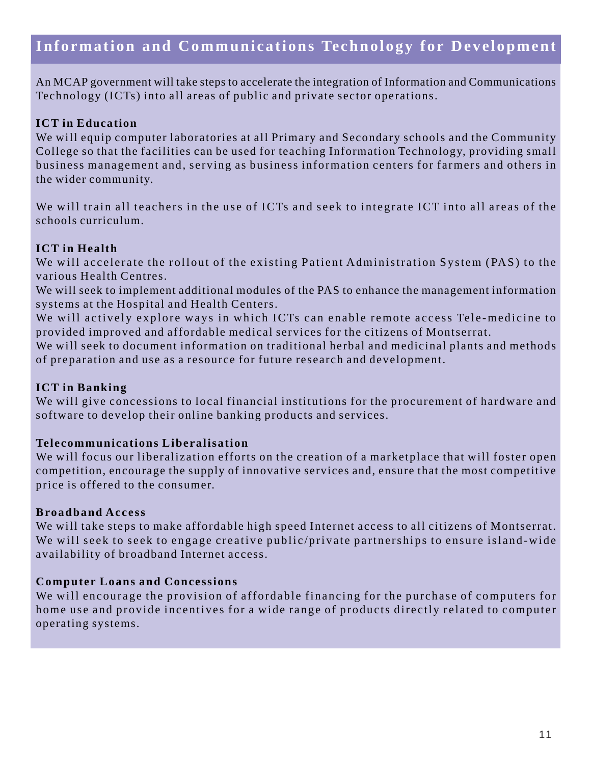## Information and Communications Technology for Development

An MCAP government will take steps to accelerate the integration of Information and Communications Technology (ICTs) into all areas of public and private sector operations.

**ICT in Education**

We will equip computer laboratories at all Primary and Secondary schools and the Community College so that the facilities can be used for teaching Information Technology, providing small business management and, serving as business information centers for farmers and others in the wider community.

We will train all teachers in the use of ICTs and seek to integrate ICT into all areas of the schools curriculum.

**ICT in Health**

We will accelerate the rollout of the existing Patient Administration System (PAS) to the various Health Centres.

We will seek to implement additional modules of the PAS to enhance the management information systems at the Hospital and Health Centers.

We will actively explore ways in which ICTs can enable remote access Tele-medicine to provided improved and affordable medical services for the citizens of Montserrat.

We will seek to document information on traditional herbal and medicinal plants and methods of preparation and use as a resource for future research and development.

**ICT in Banking**

We will give concessions to local financial institutions for the procurement of hardware and software to develop their online banking products and services.

**Telecommunications Liberalisation**

We will focus our liberalization efforts on the creation of a marketplace that will foster open competition, encourage the supply of innovative services and, ensure that the most competitive price is offered to the consumer.

**Broadband Access**

We will take steps to make affordable high speed Internet access to all citizens of Montserrat. We will seek to seek to engage creative public/private partnerships to ensure island-wide availability of broadband Internet access.

**Computer Loans and Concessions**

We will encourage the provision of affordable financing for the purchase of computers for home use and provide incentives for a wide range of products directly related to computer operating systems.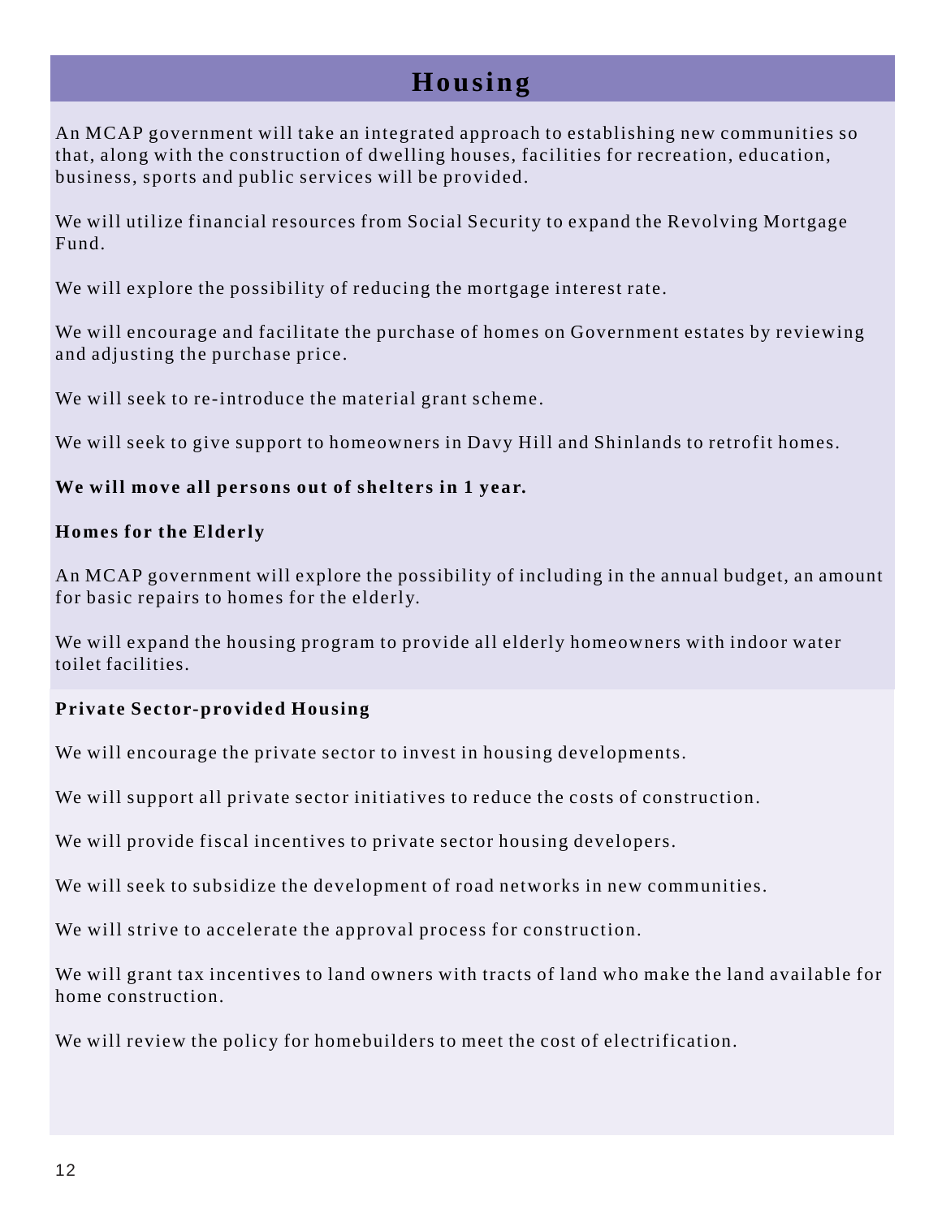# Housing

An MCAP government will take an integrated approach to establishing new communities so that, along with the construction of dwelling houses, facilities for recreation, education, business, sports and public services will be provided.

We will utilize financial resources from Social Security to expand the Revolving Mortgage Fund.

We will explore the possibility of reducing the mortgage interest rate.

We will encourage and facilitate the purchase of homes on Government estates by reviewing and adjusting the purchase price.

We will seek to re-introduce the material grant scheme.

We will seek to give support to homeowners in Davy Hill and Shinlands to retrofit homes.

**We will move all persons out of shelters in 1 year.**

**Homes for the Elderly**

An MCAP government will explore the possibility of including in the annual budget, an amount for basic repairs to homes for the elderly.

We will expand the housing program to provide all elderly homeowners with indoor water toilet facilities.

**Private Sector-provided Housing**

We will encourage the private sector to invest in housing developments.

We will support all private sector initiatives to reduce the costs of construction.

We will provide fiscal incentives to private sector housing developers.

We will seek to subsidize the development of road networks in new communities.

We will strive to accelerate the approval process for construction.

We will grant tax incentives to land owners with tracts of land who make the land available for home construction.

We will review the policy for homebuilders to meet the cost of electrification.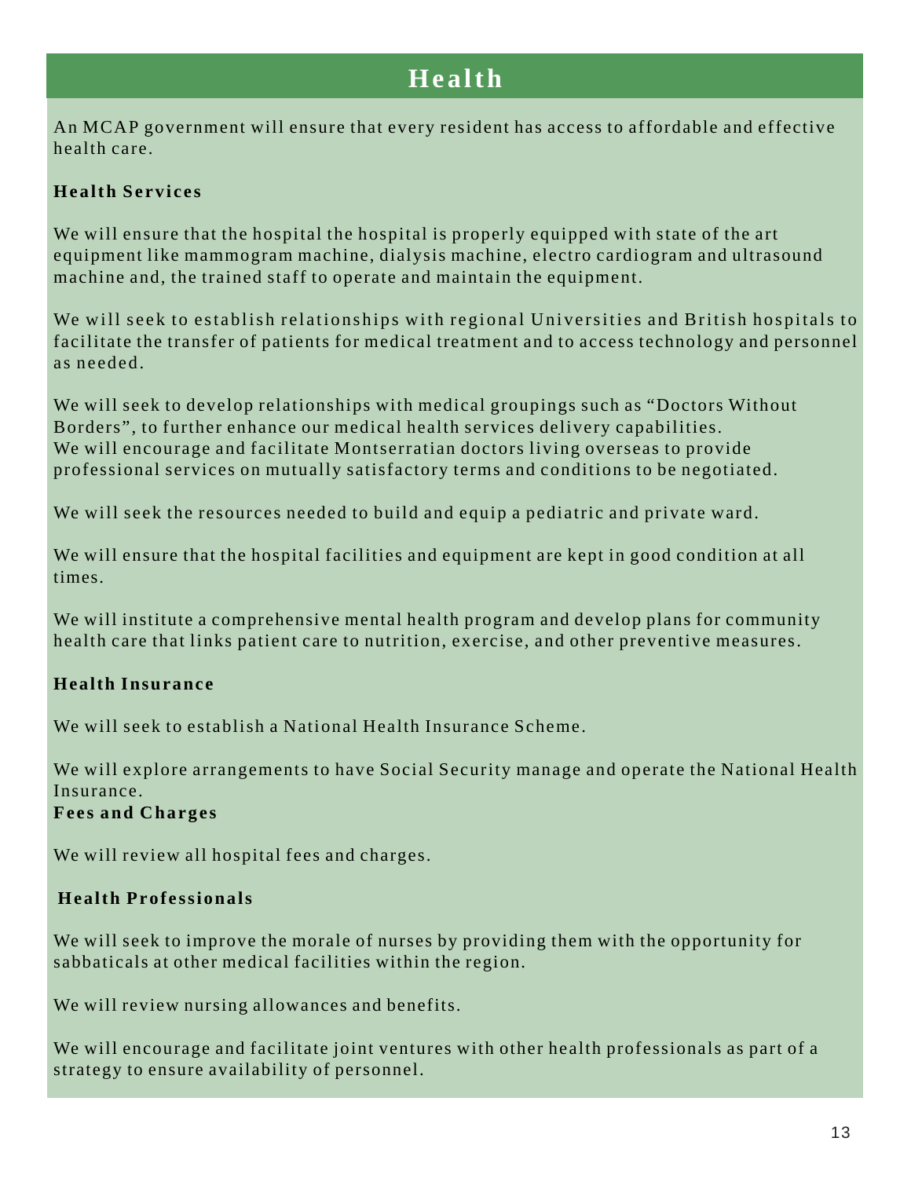# Health

An MCAP government will ensure that every resident has access to affordable and effective health care.

**Health Services**

We will ensure that the hospital the hospital is properly equipped with state of the art equipment like mammogram machine, dialysis machine, electro cardiogram and ultrasound machine and, the trained staff to operate and maintain the equipment.

We will seek to establish relationships with regional Universities and British hospitals to facilitate the transfer of patients for medical treatment and to access technology and personnel as needed.

We will seek to develop relationships with medical groupings such as "Doctors Without Borders", to further enhance our medical health services delivery capabilities.
We will encourage and facilitate Montserratian doctors living overseas to provide professional services on mutually satisfactory terms and conditions to be negotiated.

We will seek the resources needed to build and equip a pediatric and private ward.

We will ensure that the hospital facilities and equipment are kept in good condition at all times.

We will institute a comprehensive mental health program and develop plans for community health care that links patient care to nutrition, exercise, and other preventive measures.

**Health Insurance**

We will seek to establish a National Health Insurance Scheme.

We will explore arrangements to have Social Security manage and operate the National Health Insurance.

**Fees and Charges**

We will review all hospital fees and charges.

**Health Professionals**

We will seek to improve the morale of nurses by providing them with the opportunity for sabbaticals at other medical facilities within the region.

We will review nursing allowances and benefits.

We will encourage and facilitate joint ventures with other health professionals as part of a strategy to ensure availability of personnel.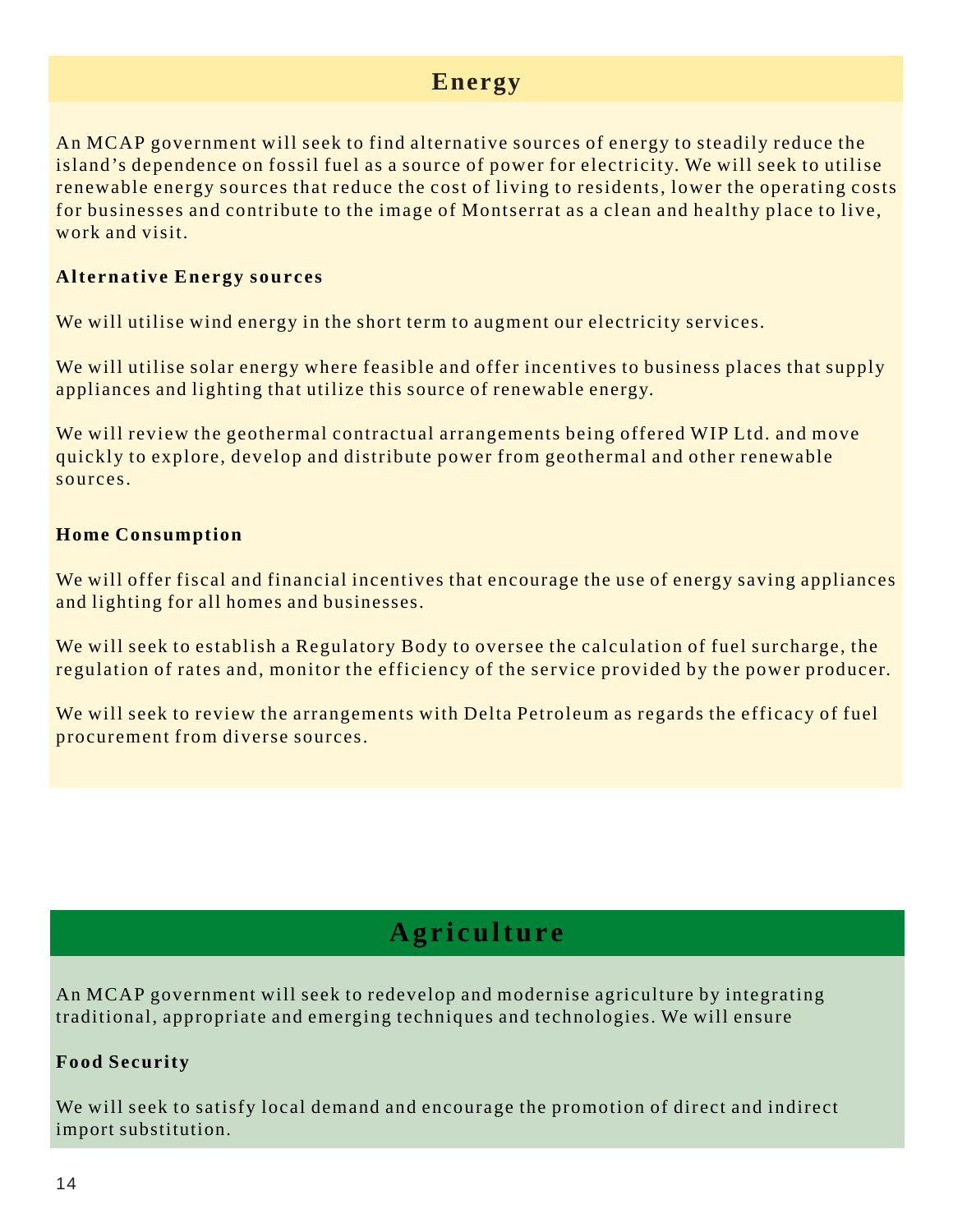## Energy

An MCAP government will seek to find alternative sources of energy to steadily reduce the island's dependence on fossil fuel as a source of power for electricity. We will seek to utilise renewable energy sources that reduce the cost of living to residents, lower the operating costs for businesses and contribute to the image of Montserrat as a clean and healthy place to live, work and visit.

**Alternative Energy sources**

We will utilise wind energy in the short term to augment our electricity services.

We will utilise solar energy where feasible and offer incentives to business places that supply appliances and lighting that utilize this source of renewable energy.

We will review the geothermal contractual arrangements being offered WIP Ltd. and move quickly to explore, develop and distribute power from geothermal and other renewable sources.

**Home Consumption**

We will offer fiscal and financial incentives that encourage the use of energy saving appliances and lighting for all homes and businesses.

We will seek to establish a Regulatory Body to oversee the calculation of fuel surcharge, the regulation of rates and, monitor the efficiency of the service provided by the power producer.

We will seek to review the arrangements with Delta Petroleum as regards the efficacy of fuel procurement from diverse sources.

## Agriculture

An MCAP government will seek to redevelop and modernise agriculture by integrating traditional, appropriate and emerging techniques and technologies. We will ensure

**Food Security**

We will seek to satisfy local demand and encourage the promotion of direct and indirect import substitution.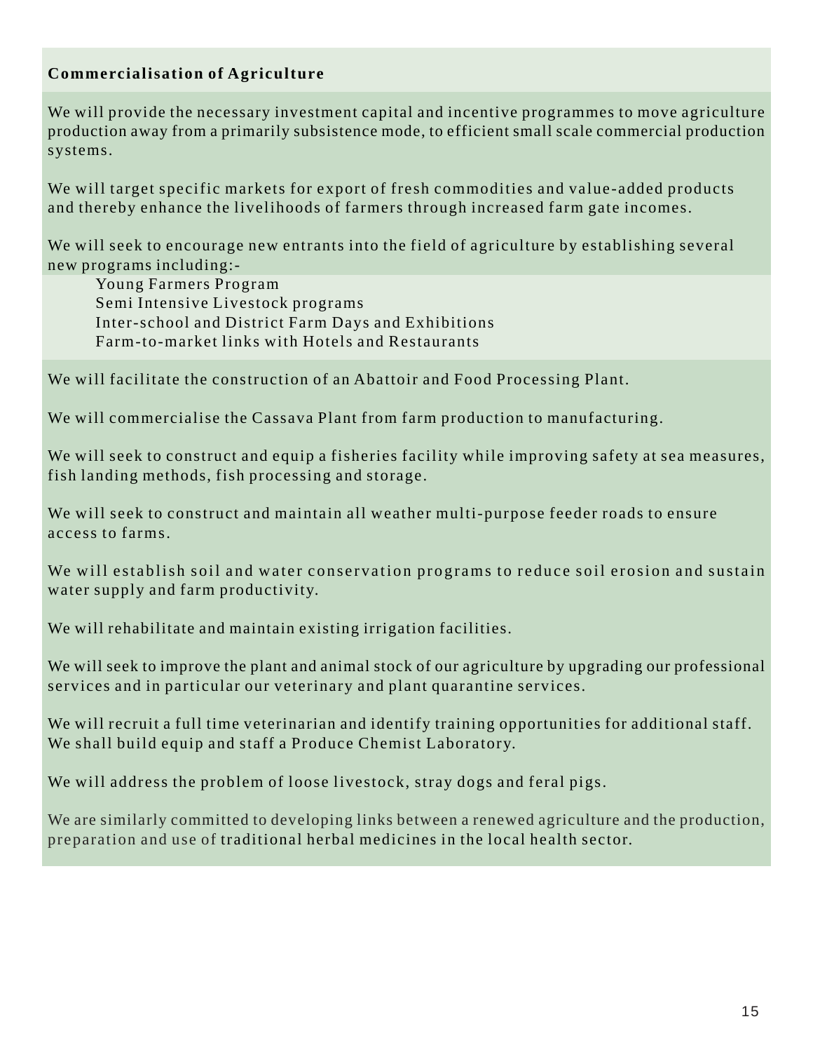## Commercialisation of Agriculture

We will provide the necessary investment capital and incentive programmes to move agriculture production away from a primarily subsistence mode, to efficient small scale commercial production systems.

We will target specific markets for export of fresh commodities and value-added products and thereby enhance the livelihoods of farmers through increased farm gate incomes.

We will seek to encourage new entrants into the field of agriculture by establishing several new programs including:-

- Young Farmers Program
- Semi Intensive Livestock programs
- Inter-school and District Farm Days and Exhibitions
- Farm-to-market links with Hotels and Restaurants

We will facilitate the construction of an Abattoir and Food Processing Plant.

We will commercialise the Cassava Plant from farm production to manufacturing.

We will seek to construct and equip a fisheries facility while improving safety at sea measures, fish landing methods, fish processing and storage.

We will seek to construct and maintain all weather multi-purpose feeder roads to ensure access to farms.

We will establish soil and water conservation programs to reduce soil erosion and sustain water supply and farm productivity.

We will rehabilitate and maintain existing irrigation facilities.

We will seek to improve the plant and animal stock of our agriculture by upgrading our professional services and in particular our veterinary and plant quarantine services.

We will recruit a full time veterinarian and identify training opportunities for additional staff. We shall build equip and staff a Produce Chemist Laboratory.

We will address the problem of loose livestock, stray dogs and feral pigs.

We are similarly committed to developing links between a renewed agriculture and the production, preparation and use of traditional herbal medicines in the local health sector.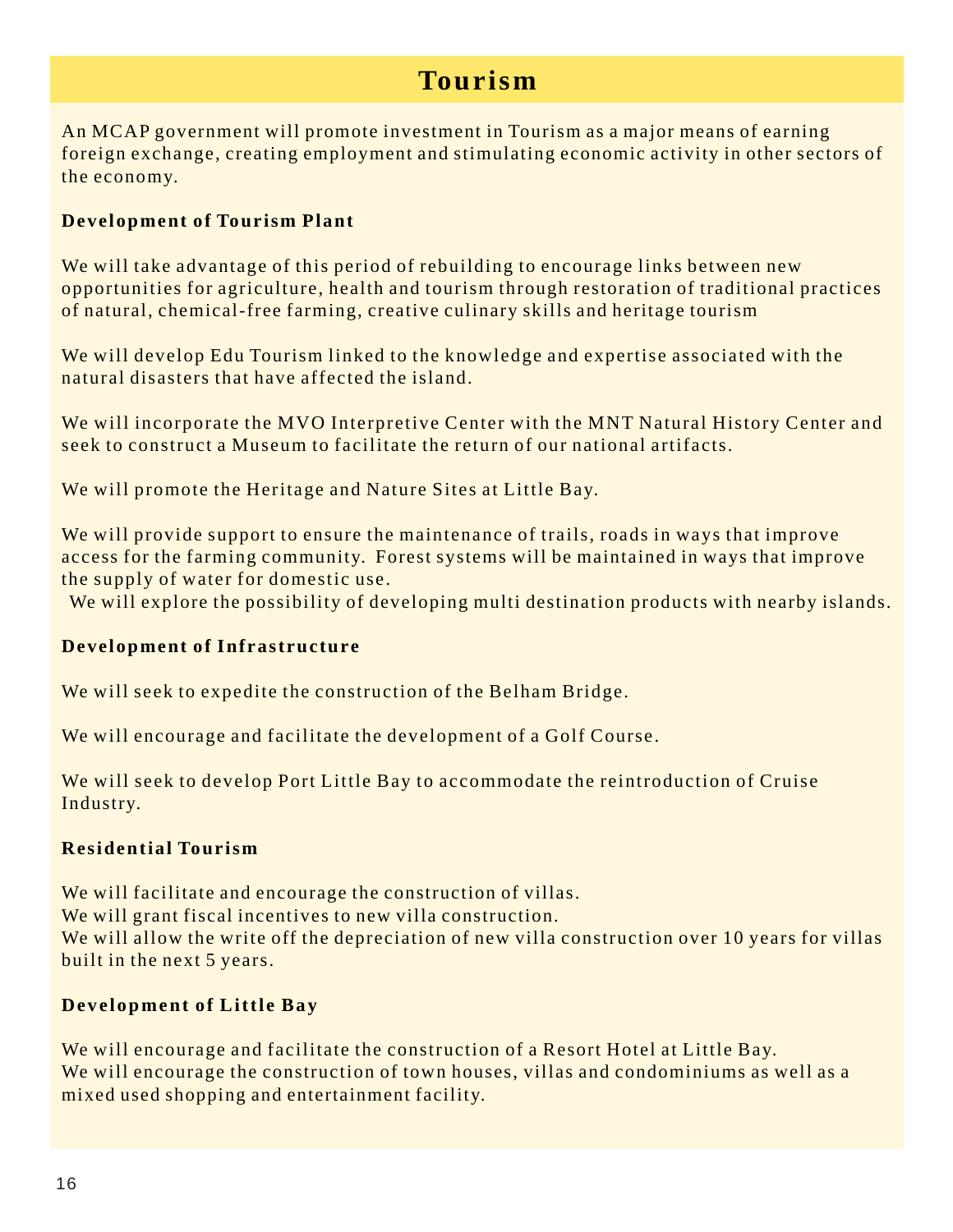# Tourism

An MCAP government will promote investment in Tourism as a major means of earning foreign exchange, creating employment and stimulating economic activity in other sectors of the economy.

**Development of Tourism Plant**

We will take advantage of this period of rebuilding to encourage links between new opportunities for agriculture, health and tourism through restoration of traditional practices of natural, chemical-free farming, creative culinary skills and heritage tourism

We will develop Edu Tourism linked to the knowledge and expertise associated with the natural disasters that have affected the island.

We will incorporate the MVO Interpretive Center with the MNT Natural History Center and seek to construct a Museum to facilitate the return of our national artifacts.

We will promote the Heritage and Nature Sites at Little Bay.

We will provide support to ensure the maintenance of trails, roads in ways that improve access for the farming community. Forest systems will be maintained in ways that improve the supply of water for domestic use.

We will explore the possibility of developing multi destination products with nearby islands.

**Development of Infrastructure**

We will seek to expedite the construction of the Belham Bridge.

We will encourage and facilitate the development of a Golf Course.

We will seek to develop Port Little Bay to accommodate the reintroduction of Cruise Industry.

**Residential Tourism**

We will facilitate and encourage the construction of villas.
We will grant fiscal incentives to new villa construction.
We will allow the write off the depreciation of new villa construction over 10 years for villas built in the next 5 years.

**Development of Little Bay**

We will encourage and facilitate the construction of a Resort Hotel at Little Bay.
We will encourage the construction of town houses, villas and condominiums as well as a mixed used shopping and entertainment facility.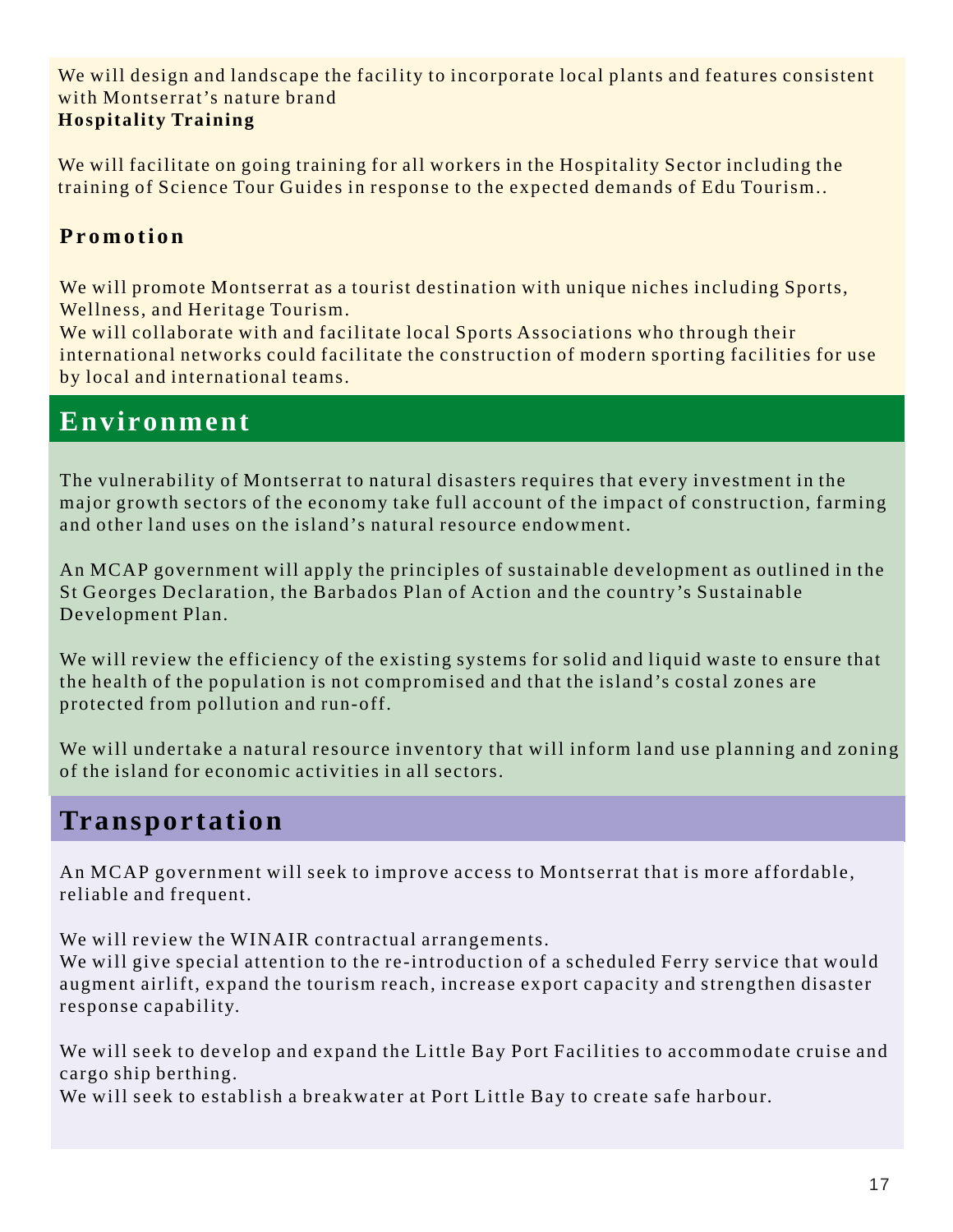We will design and landscape the facility to incorporate local plants and features consistent with Montserrat's nature brand

**Hospitality Training**

We will facilitate on going training for all workers in the Hospitality Sector including the training of Science Tour Guides in response to the expected demands of Edu Tourism..

**Promotion**

We will promote Montserrat as a tourist destination with unique niches including Sports, Wellness, and Heritage Tourism.

We will collaborate with and facilitate local Sports Associations who through their international networks could facilitate the construction of modern sporting facilities for use by local and international teams.

## Environment

The vulnerability of Montserrat to natural disasters requires that every investment in the major growth sectors of the economy take full account of the impact of construction, farming and other land uses on the island's natural resource endowment.

An MCAP government will apply the principles of sustainable development as outlined in the St Georges Declaration, the Barbados Plan of Action and the country's Sustainable Development Plan.

We will review the efficiency of the existing systems for solid and liquid waste to ensure that the health of the population is not compromised and that the island's costal zones are protected from pollution and run-off.

We will undertake a natural resource inventory that will inform land use planning and zoning of the island for economic activities in all sectors.

## Transportation

An MCAP government will seek to improve access to Montserrat that is more affordable, reliable and frequent.

We will review the WINAIR contractual arrangements.

We will give special attention to the re-introduction of a scheduled Ferry service that would augment airlift, expand the tourism reach, increase export capacity and strengthen disaster response capability.

We will seek to develop and expand the Little Bay Port Facilities to accommodate cruise and cargo ship berthing.

We will seek to establish a breakwater at Port Little Bay to create safe harbour.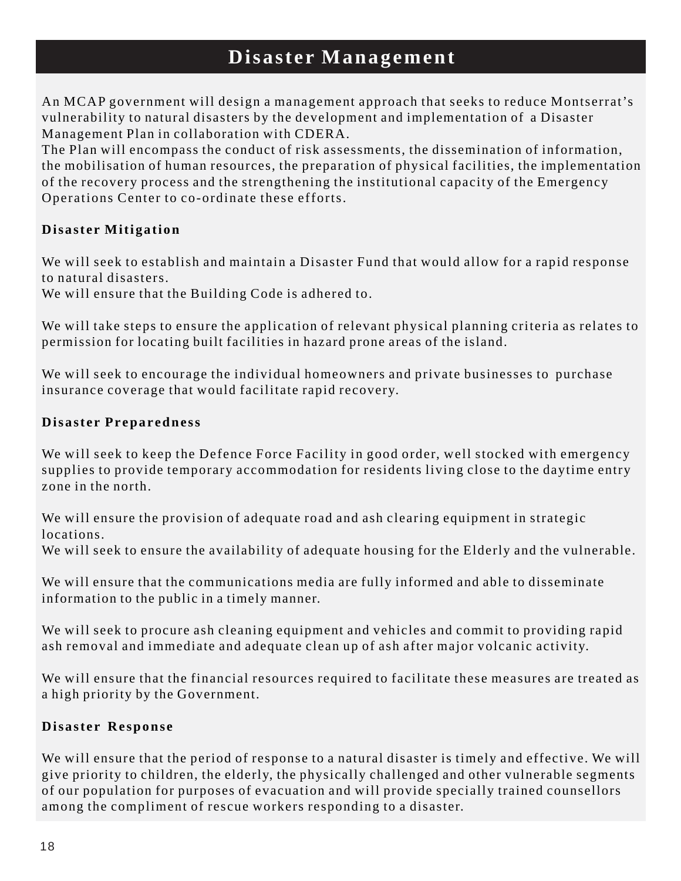# Disaster Management

An MCAP government will design a management approach that seeks to reduce Montserrat's vulnerability to natural disasters by the development and implementation of a Disaster Management Plan in collaboration with CDERA.
The Plan will encompass the conduct of risk assessments, the dissemination of information, the mobilisation of human resources, the preparation of physical facilities, the implementation of the recovery process and the strengthening the institutional capacity of the Emergency Operations Center to co-ordinate these efforts.

### Disaster Mitigation

We will seek to establish and maintain a Disaster Fund that would allow for a rapid response to natural disasters.
We will ensure that the Building Code is adhered to.

We will take steps to ensure the application of relevant physical planning criteria as relates to permission for locating built facilities in hazard prone areas of the island.

We will seek to encourage the individual homeowners and private businesses to purchase insurance coverage that would facilitate rapid recovery.

### Disaster Preparedness

We will seek to keep the Defence Force Facility in good order, well stocked with emergency supplies to provide temporary accommodation for residents living close to the daytime entry zone in the north.

We will ensure the provision of adequate road and ash clearing equipment in strategic locations.
We will seek to ensure the availability of adequate housing for the Elderly and the vulnerable.

We will ensure that the communications media are fully informed and able to disseminate information to the public in a timely manner.

We will seek to procure ash cleaning equipment and vehicles and commit to providing rapid ash removal and immediate and adequate clean up of ash after major volcanic activity.

We will ensure that the financial resources required to facilitate these measures are treated as a high priority by the Government.

### Disaster Response

We will ensure that the period of response to a natural disaster is timely and effective. We will give priority to children, the elderly, the physically challenged and other vulnerable segments of our population for purposes of evacuation and will provide specially trained counsellors among the compliment of rescue workers responding to a disaster.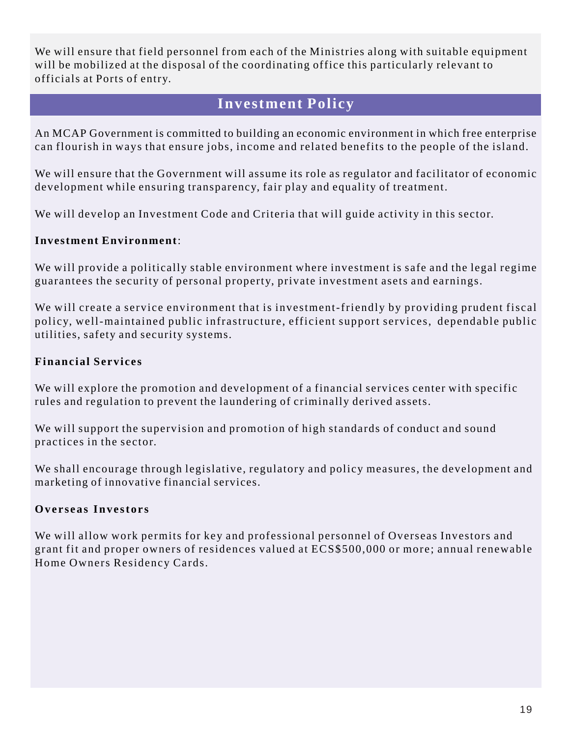We will ensure that field personnel from each of the Ministries along with suitable equipment will be mobilized at the disposal of the coordinating office this particularly relevant to officials at Ports of entry.

## Investment Policy

An MCAP Government is committed to building an economic environment in which free enterprise can flourish in ways that ensure jobs, income and related benefits to the people of the island.

We will ensure that the Government will assume its role as regulator and facilitator of economic development while ensuring transparency, fair play and equality of treatment.

We will develop an Investment Code and Criteria that will guide activity in this sector.

**Investment Environment**:

We will provide a politically stable environment where investment is safe and the legal regime guarantees the security of personal property, private investment asets and earnings.

We will create a service environment that is investment-friendly by providing prudent fiscal policy, well-maintained public infrastructure, efficient support services, dependable public utilities, safety and security systems.

**Financial Services**

We will explore the promotion and development of a financial services center with specific rules and regulation to prevent the laundering of criminally derived assets.

We will support the supervision and promotion of high standards of conduct and sound practices in the sector.

We shall encourage through legislative, regulatory and policy measures, the development and marketing of innovative financial services.

**Overseas Investors**

We will allow work permits for key and professional personnel of Overseas Investors and grant fit and proper owners of residences valued at ECS$500,000 or more; annual renewable Home Owners Residency Cards.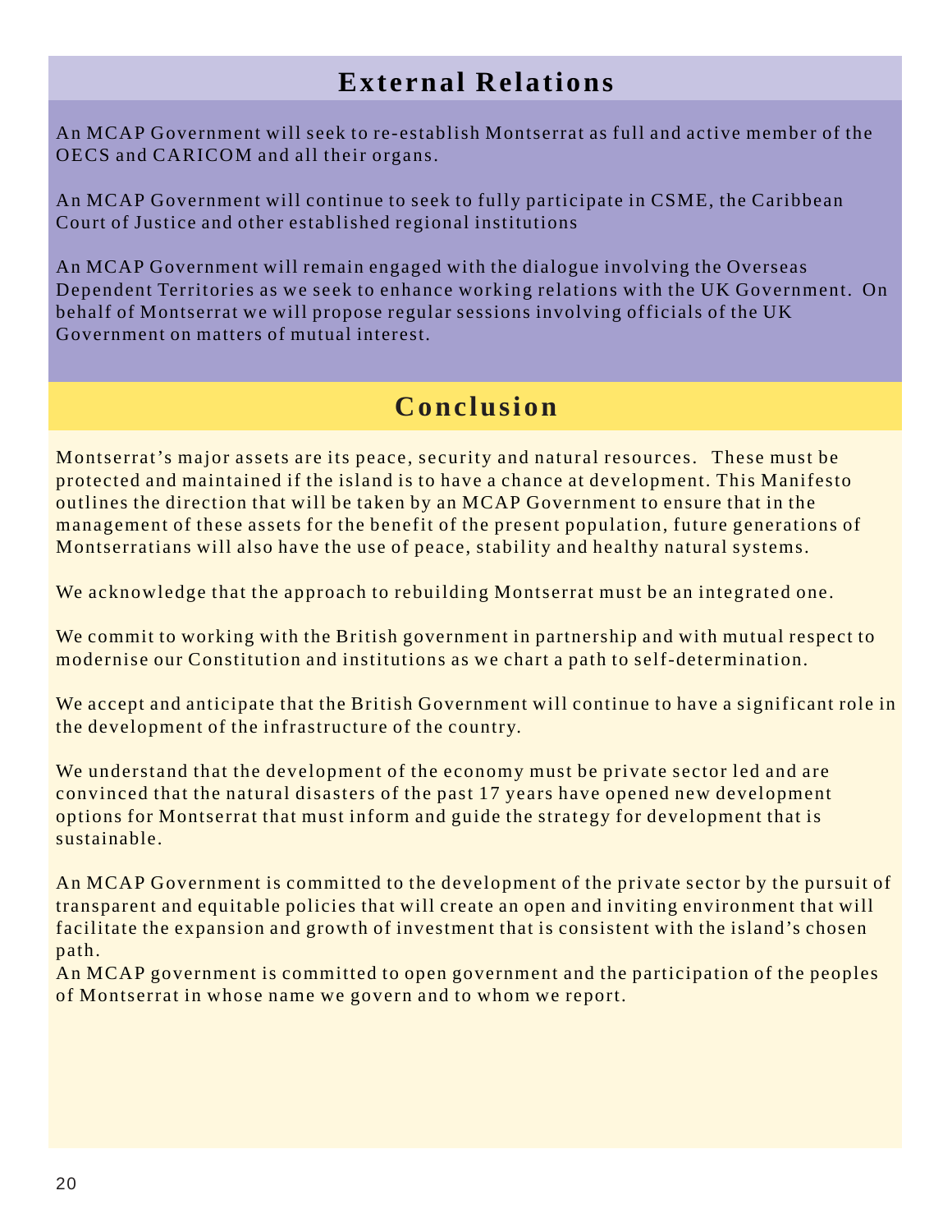## External Relations

An MCAP Government will seek to re-establish Montserrat as full and active member of the OECS and CARICOM and all their organs.

An MCAP Government will continue to seek to fully participate in CSME, the Caribbean Court of Justice and other established regional institutions

An MCAP Government will remain engaged with the dialogue involving the Overseas Dependent Territories as we seek to enhance working relations with the UK Government. On behalf of Montserrat we will propose regular sessions involving officials of the UK Government on matters of mutual interest.

## Conclusion

Montserrat's major assets are its peace, security and natural resources. These must be protected and maintained if the island is to have a chance at development. This Manifesto outlines the direction that will be taken by an MCAP Government to ensure that in the management of these assets for the benefit of the present population, future generations of Montserratians will also have the use of peace, stability and healthy natural systems.

We acknowledge that the approach to rebuilding Montserrat must be an integrated one.

We commit to working with the British government in partnership and with mutual respect to modernise our Constitution and institutions as we chart a path to self-determination.

We accept and anticipate that the British Government will continue to have a significant role in the development of the infrastructure of the country.

We understand that the development of the economy must be private sector led and are convinced that the natural disasters of the past 17 years have opened new development options for Montserrat that must inform and guide the strategy for development that is sustainable.

An MCAP Government is committed to the development of the private sector by the pursuit of transparent and equitable policies that will create an open and inviting environment that will facilitate the expansion and growth of investment that is consistent with the island's chosen path.

An MCAP government is committed to open government and the participation of the peoples of Montserrat in whose name we govern and to whom we report.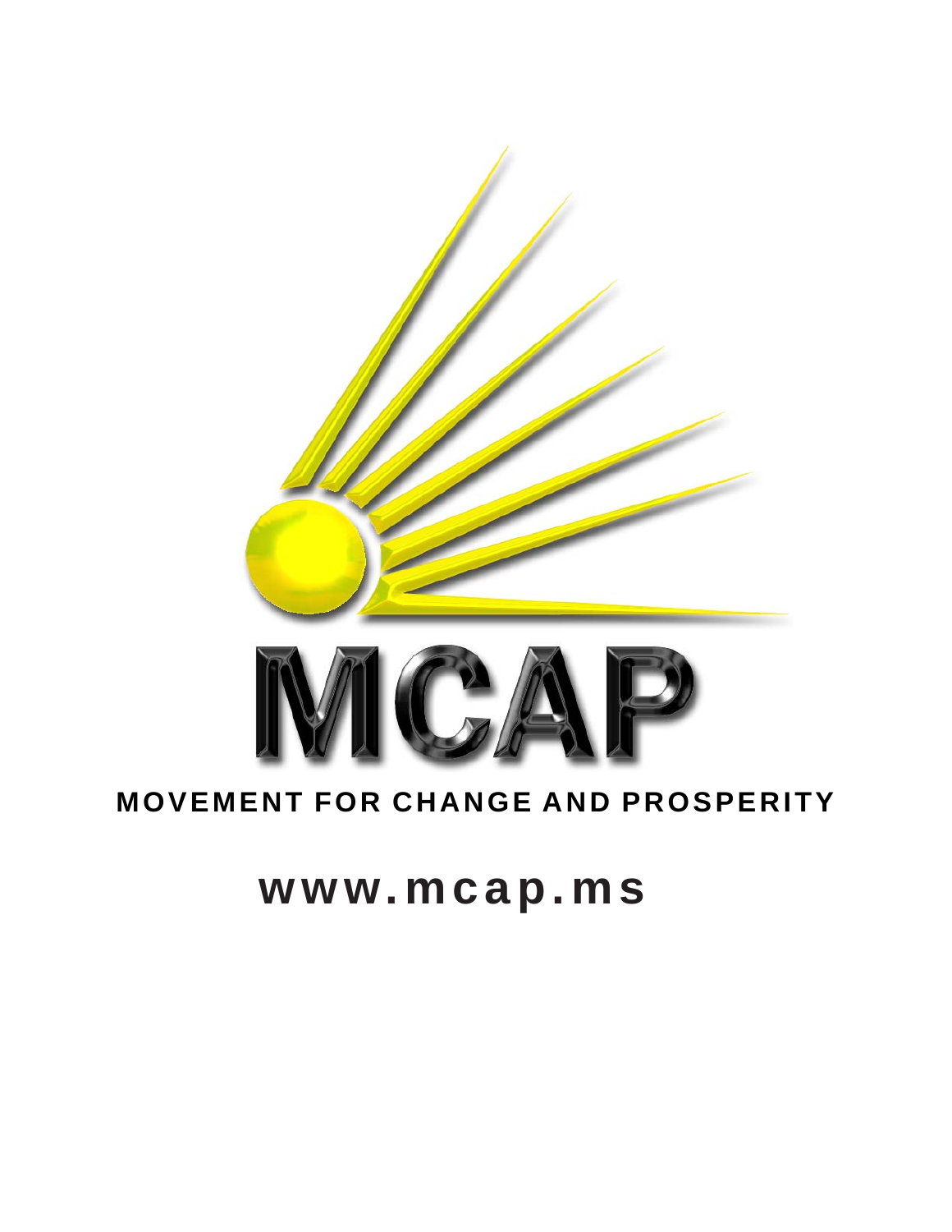MCAP

**MOVEMENT FOR CHANGE AND PROSPERITY**

**www.mcap.ms**